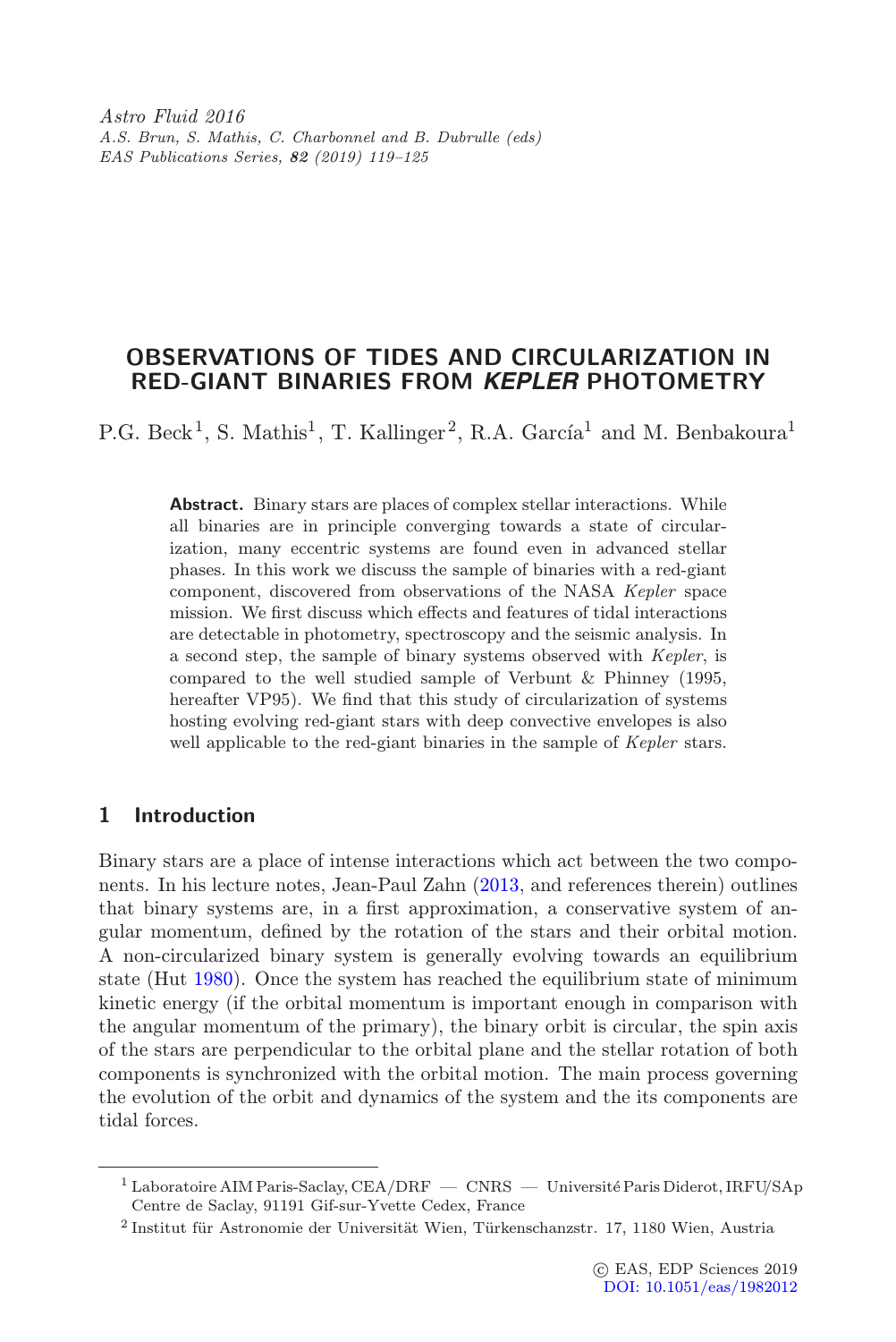*Astro Fluid 2016*
*A.S. Brun, S. Mathis, C. Charbonnel and B. Dubrulle (eds)*
*EAS Publications Series, **82** (2019) 119–125*

# OBSERVATIONS OF TIDES AND CIRCULARIZATION IN RED-GIANT BINARIES FROM *KEPLER* PHOTOMETRY

P.G. Beck[1], S. Mathis[1], T. Kallinger[2], R.A. García[1] and M. Benbakoura[1]

**Abstract.** Binary stars are places of complex stellar interactions. While all binaries are in principle converging towards a state of circularization, many eccentric systems are found even in advanced stellar phases. In this work we discuss the sample of binaries with a red-giant component, discovered from observations of the NASA *Kepler* space mission. We first discuss which effects and features of tidal interactions are detectable in photometry, spectroscopy and the seismic analysis. In a second step, the sample of binary systems observed with *Kepler*, is compared to the well studied sample of Verbunt & Phinney (1995, hereafter VP95). We find that this study of circularization of systems hosting evolving red-giant stars with deep convective envelopes is also well applicable to the red-giant binaries in the sample of *Kepler* stars.

## 1 Introduction

Binary stars are a place of intense interactions which act between the two components. In his lecture notes, Jean-Paul Zahn (2013, and references therein) outlines that binary systems are, in a first approximation, a conservative system of angular momentum, defined by the rotation of the stars and their orbital motion. A non-circularized binary system is generally evolving towards an equilibrium state (Hut 1980). Once the system has reached the equilibrium state of minimum kinetic energy (if the orbital momentum is important enough in comparison with the angular momentum of the primary), the binary orbit is circular, the spin axis of the stars are perpendicular to the orbital plane and the stellar rotation of both components is synchronized with the orbital motion. The main process governing the evolution of the orbit and dynamics of the system and the its components are tidal forces.

[1] Laboratoire AIM Paris-Saclay, CEA/DRF — CNRS — Université Paris Diderot, IRFU/SAp Centre de Saclay, 91191 Gif-sur-Yvette Cedex, France

[2] Institut für Astronomie der Universität Wien, Türkenschanzstr. 17, 1180 Wien, Austria

© EAS, EDP Sciences 2019
DOI: 10.1051/eas/1982012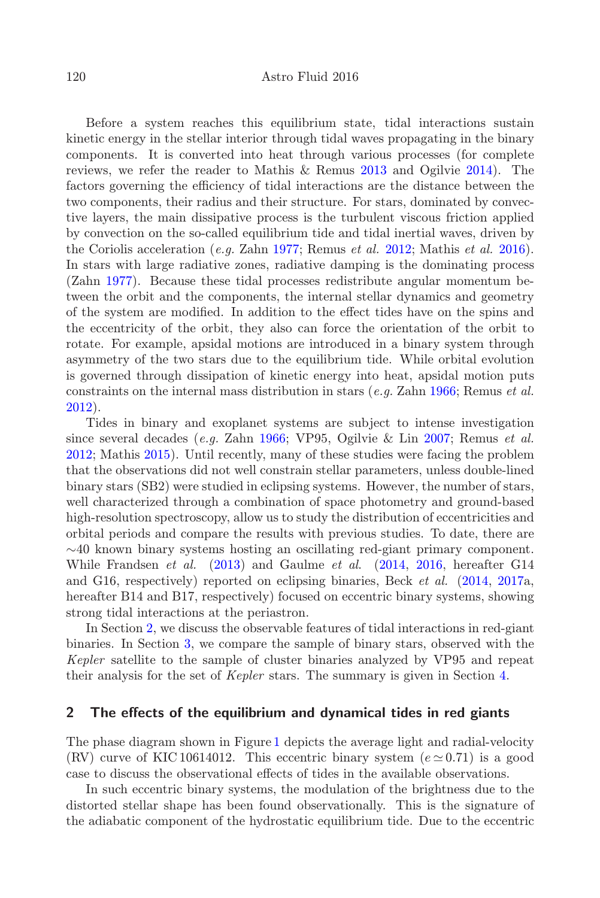Before a system reaches this equilibrium state, tidal interactions sustain kinetic energy in the stellar interior through tidal waves propagating in the binary components. It is converted into heat through various processes (for complete reviews, we refer the reader to Mathis & Remus 2013 and Ogilvie 2014). The factors governing the efficiency of tidal interactions are the distance between the two components, their radius and their structure. For stars, dominated by convective layers, the main dissipative process is the turbulent viscous friction applied by convection on the so-called equilibrium tide and tidal inertial waves, driven by the Coriolis acceleration (*e.g.* Zahn 1977; Remus *et al.* 2012; Mathis *et al.* 2016). In stars with large radiative zones, radiative damping is the dominating process (Zahn 1977). Because these tidal processes redistribute angular momentum between the orbit and the components, the internal stellar dynamics and geometry of the system are modified. In addition to the effect tides have on the spins and the eccentricity of the orbit, they also can force the orientation of the orbit to rotate. For example, apsidal motions are introduced in a binary system through asymmetry of the two stars due to the equilibrium tide. While orbital evolution is governed through dissipation of kinetic energy into heat, apsidal motion puts constraints on the internal mass distribution in stars (*e.g.* Zahn 1966; Remus *et al.* 2012).

Tides in binary and exoplanet systems are subject to intense investigation since several decades (*e.g.* Zahn 1966; VP95, Ogilvie & Lin 2007; Remus *et al.* 2012; Mathis 2015). Until recently, many of these studies were facing the problem that the observations did not well constrain stellar parameters, unless double-lined binary stars (SB2) were studied in eclipsing systems. However, the number of stars, well characterized through a combination of space photometry and ground-based high-resolution spectroscopy, allow us to study the distribution of eccentricities and orbital periods and compare the results with previous studies. To date, there are ∼40 known binary systems hosting an oscillating red-giant primary component. While Frandsen *et al.* (2013) and Gaulme *et al.* (2014, 2016, hereafter G14 and G16, respectively) reported on eclipsing binaries, Beck *et al.* (2014, 2017a, hereafter B14 and B17, respectively) focused on eccentric binary systems, showing strong tidal interactions at the periastron.

In Section 2, we discuss the observable features of tidal interactions in red-giant binaries. In Section 3, we compare the sample of binary stars, observed with the *Kepler* satellite to the sample of cluster binaries analyzed by VP95 and repeat their analysis for the set of *Kepler* stars. The summary is given in Section 4.

## 2 The effects of the equilibrium and dynamical tides in red giants

The phase diagram shown in Figure 1 depicts the average light and radial-velocity (RV) curve of KIC 10614012. This eccentric binary system ($e \simeq 0.71$) is a good case to discuss the observational effects of tides in the available observations.

In such eccentric binary systems, the modulation of the brightness due to the distorted stellar shape has been found observationally. This is the signature of the adiabatic component of the hydrostatic equilibrium tide. Due to the eccentric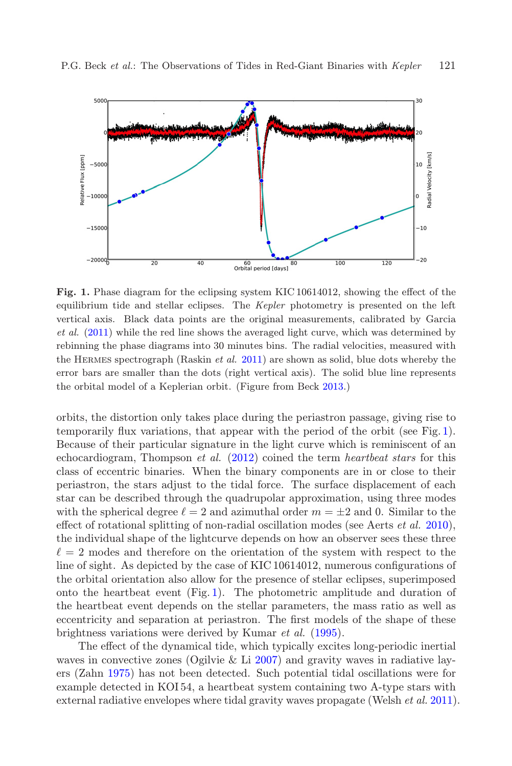**Fig. 1.** Phase diagram for the eclipsing system KIC 10614012, showing the effect of the equilibrium tide and stellar eclipses. The *Kepler* photometry is presented on the left vertical axis. Black data points are the original measurements, calibrated by Garcia *et al.* (2011) while the red line shows the averaged light curve, which was determined by rebinning the phase diagrams into 30 minutes bins. The radial velocities, measured with the HERMES spectrograph (Raskin *et al.* 2011) are shown as solid, blue dots whereby the error bars are smaller than the dots (right vertical axis). The solid blue line represents the orbital model of a Keplerian orbit. (Figure from Beck 2013.)

orbits, the distortion only takes place during the periastron passage, giving rise to temporarily flux variations, that appear with the period of the orbit (see Fig. 1). Because of their particular signature in the light curve which is reminiscent of an echocardiogram, Thompson *et al.* (2012) coined the term *heartbeat stars* for this class of eccentric binaries. When the binary components are in or close to their periastron, the stars adjust to the tidal force. The surface displacement of each star can be described through the quadrupolar approximation, using three modes with the spherical degree $\ell = 2$ and azimuthal order $m = \pm 2$ and 0. Similar to the effect of rotational splitting of non-radial oscillation modes (see Aerts *et al.* 2010), the individual shape of the lightcurve depends on how an observer sees these three $\ell = 2$ modes and therefore on the orientation of the system with respect to the line of sight. As depicted by the case of KIC 10614012, numerous configurations of the orbital orientation also allow for the presence of stellar eclipses, superimposed onto the heartbeat event (Fig. 1). The photometric amplitude and duration of the heartbeat event depends on the stellar parameters, the mass ratio as well as eccentricity and separation at periastron. The first models of the shape of these brightness variations were derived by Kumar *et al.* (1995).

The effect of the dynamical tide, which typically excites long-periodic inertial waves in convective zones (Ogilvie & Li 2007) and gravity waves in radiative layers (Zahn 1975) has not been detected. Such potential tidal oscillations were for example detected in KOI 54, a heartbeat system containing two A-type stars with external radiative envelopes where tidal gravity waves propagate (Welsh *et al.* 2011).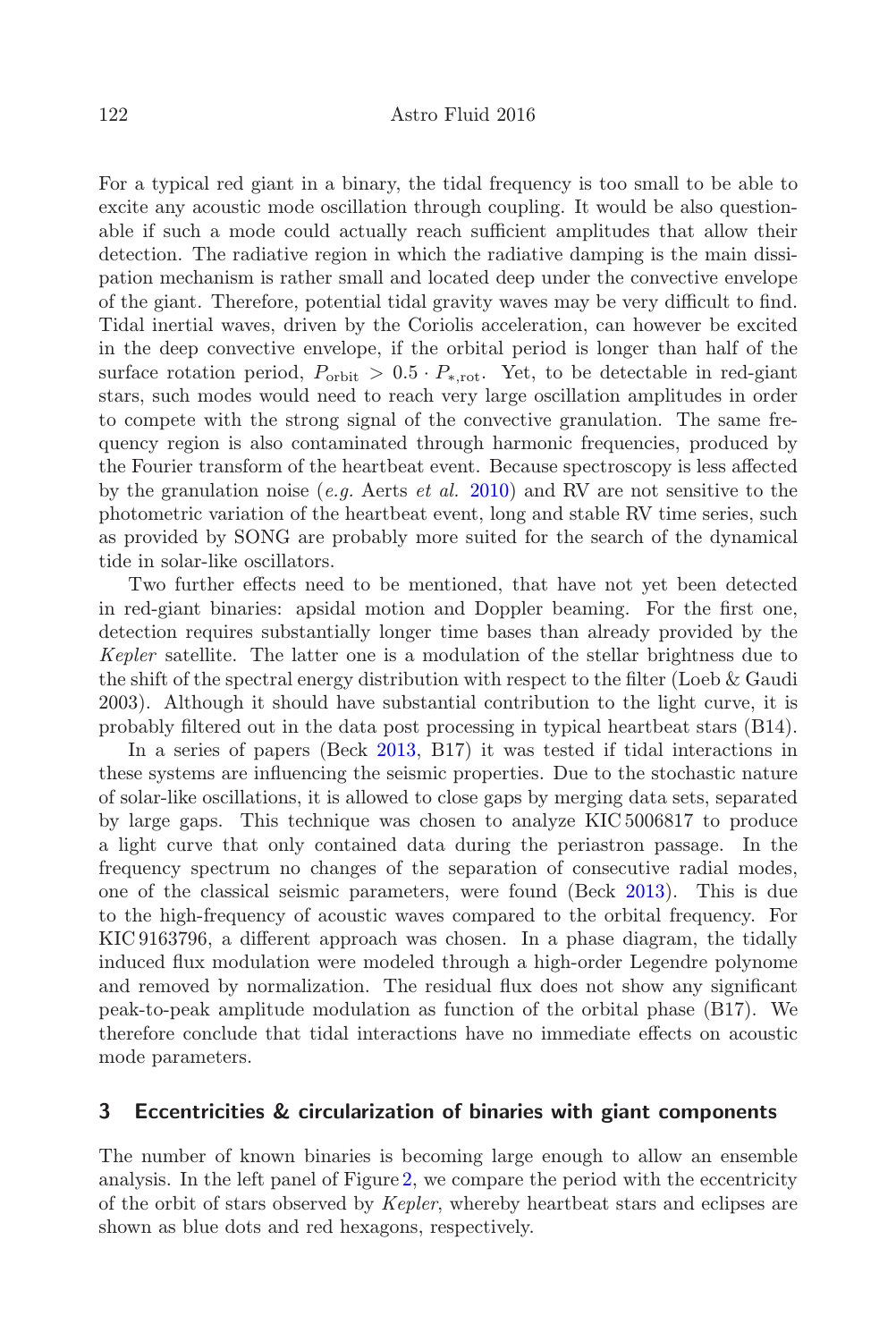For a typical red giant in a binary, the tidal frequency is too small to be able to excite any acoustic mode oscillation through coupling. It would be also questionable if such a mode could actually reach sufficient amplitudes that allow their detection. The radiative region in which the radiative damping is the main dissipation mechanism is rather small and located deep under the convective envelope of the giant. Therefore, potential tidal gravity waves may be very difficult to find. Tidal inertial waves, driven by the Coriolis acceleration, can however be excited in the deep convective envelope, if the orbital period is longer than half of the surface rotation period, $P_{\rm orbit} > 0.5 \cdot P_{*,\rm rot}$. Yet, to be detectable in red-giant stars, such modes would need to reach very large oscillation amplitudes in order to compete with the strong signal of the convective granulation. The same frequency region is also contaminated through harmonic frequencies, produced by the Fourier transform of the heartbeat event. Because spectroscopy is less affected by the granulation noise (*e.g.* Aerts *et al.* 2010) and RV are not sensitive to the photometric variation of the heartbeat event, long and stable RV time series, such as provided by SONG are probably more suited for the search of the dynamical tide in solar-like oscillators.

Two further effects need to be mentioned, that have not yet been detected in red-giant binaries: apsidal motion and Doppler beaming. For the first one, detection requires substantially longer time bases than already provided by the *Kepler* satellite. The latter one is a modulation of the stellar brightness due to the shift of the spectral energy distribution with respect to the filter (Loeb & Gaudi 2003). Although it should have substantial contribution to the light curve, it is probably filtered out in the data post processing in typical heartbeat stars (B14).

In a series of papers (Beck 2013, B17) it was tested if tidal interactions in these systems are influencing the seismic properties. Due to the stochastic nature of solar-like oscillations, it is allowed to close gaps by merging data sets, separated by large gaps. This technique was chosen to analyze KIC 5006817 to produce a light curve that only contained data during the periastron passage. In the frequency spectrum no changes of the separation of consecutive radial modes, one of the classical seismic parameters, were found (Beck 2013). This is due to the high-frequency of acoustic waves compared to the orbital frequency. For KIC 9163796, a different approach was chosen. In a phase diagram, the tidally induced flux modulation were modeled through a high-order Legendre polynome and removed by normalization. The residual flux does not show any significant peak-to-peak amplitude modulation as function of the orbital phase (B17). We therefore conclude that tidal interactions have no immediate effects on acoustic mode parameters.

## 3 Eccentricities & circularization of binaries with giant components

The number of known binaries is becoming large enough to allow an ensemble analysis. In the left panel of Figure 2, we compare the period with the eccentricity of the orbit of stars observed by *Kepler*, whereby heartbeat stars and eclipses are shown as blue dots and red hexagons, respectively.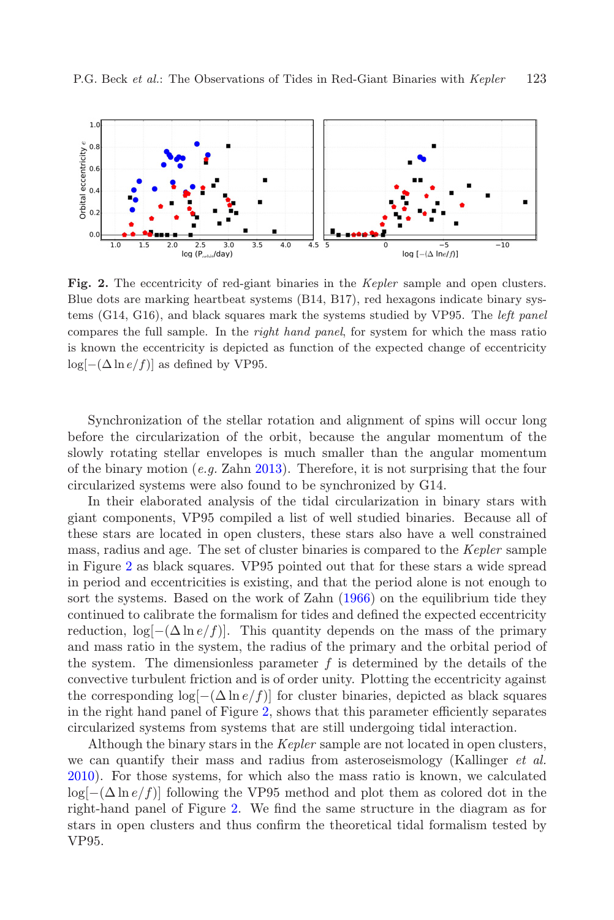**Fig. 2.** The eccentricity of red-giant binaries in the *Kepler* sample and open clusters. Blue dots are marking heartbeat systems (B14, B17), red hexagons indicate binary systems (G14, G16), and black squares mark the systems studied by VP95. The *left panel* compares the full sample. In the *right hand panel*, for system for which the mass ratio is known the eccentricity is depicted as function of the expected change of eccentricity $\log[-(\Delta \ln e/f)]$ as defined by VP95.

Synchronization of the stellar rotation and alignment of spins will occur long before the circularization of the orbit, because the angular momentum of the slowly rotating stellar envelopes is much smaller than the angular momentum of the binary motion (*e.g.* Zahn 2013). Therefore, it is not surprising that the four circularized systems were also found to be synchronized by G14.

In their elaborated analysis of the tidal circularization in binary stars with giant components, VP95 compiled a list of well studied binaries. Because all of these stars are located in open clusters, these stars also have a well constrained mass, radius and age. The set of cluster binaries is compared to the *Kepler* sample in Figure 2 as black squares. VP95 pointed out that for these stars a wide spread in period and eccentricities is existing, and that the period alone is not enough to sort the systems. Based on the work of Zahn (1966) on the equilibrium tide they continued to calibrate the formalism for tides and defined the expected eccentricity reduction, $\log[-(\Delta \ln e/f)]$. This quantity depends on the mass of the primary and mass ratio in the system, the radius of the primary and the orbital period of the system. The dimensionless parameter $f$ is determined by the details of the convective turbulent friction and is of order unity. Plotting the eccentricity against the corresponding $\log[-(\Delta \ln e/f)]$ for cluster binaries, depicted as black squares in the right hand panel of Figure 2, shows that this parameter efficiently separates circularized systems from systems that are still undergoing tidal interaction.

Although the binary stars in the *Kepler* sample are not located in open clusters, we can quantify their mass and radius from asteroseismology (Kallinger *et al.* 2010). For those systems, for which also the mass ratio is known, we calculated $\log[-(\Delta \ln e/f)]$ following the VP95 method and plot them as colored dot in the right-hand panel of Figure 2. We find the same structure in the diagram as for stars in open clusters and thus confirm the theoretical tidal formalism tested by VP95.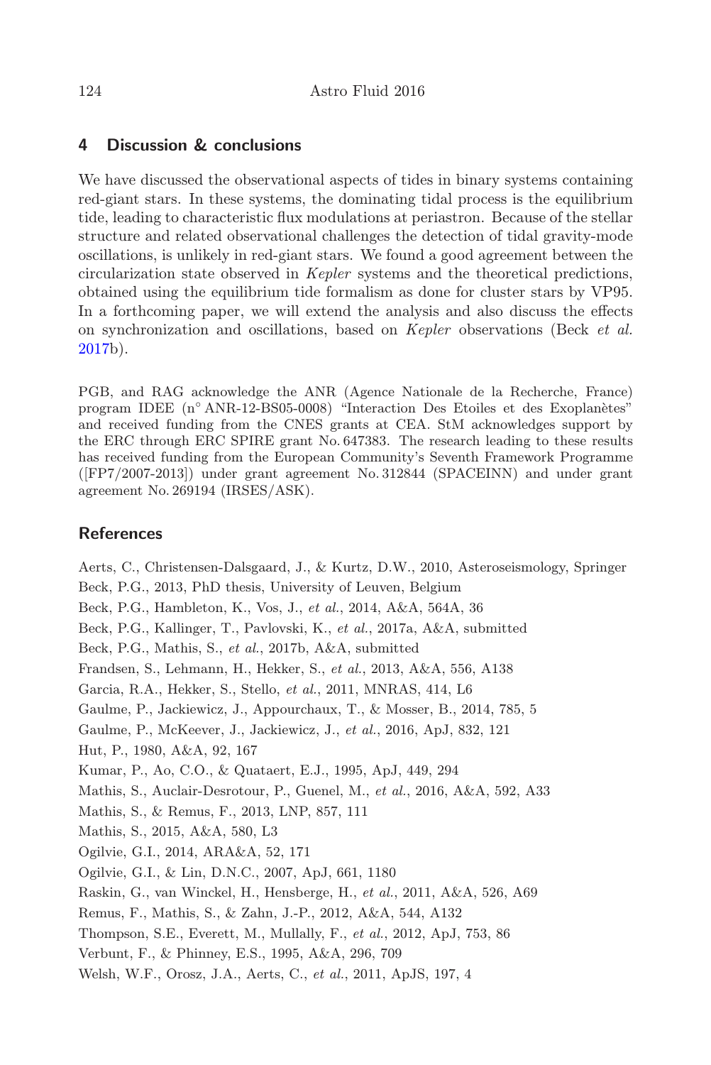## 4 Discussion & conclusions

We have discussed the observational aspects of tides in binary systems containing red-giant stars. In these systems, the dominating tidal process is the equilibrium tide, leading to characteristic flux modulations at periastron. Because of the stellar structure and related observational challenges the detection of tidal gravity-mode oscillations, is unlikely in red-giant stars. We found a good agreement between the circularization state observed in *Kepler* systems and the theoretical predictions, obtained using the equilibrium tide formalism as done for cluster stars by VP95. In a forthcoming paper, we will extend the analysis and also discuss the effects on synchronization and oscillations, based on *Kepler* observations (Beck *et al.* 2017b).

PGB, and RAG acknowledge the ANR (Agence Nationale de la Recherche, France) program IDEE (n° ANR-12-BS05-0008) "Interaction Des Etoiles et des Exoplanètes" and received funding from the CNES grants at CEA. StM acknowledges support by the ERC through ERC SPIRE grant No. 647383. The research leading to these results has received funding from the European Community's Seventh Framework Programme ([FP7/2007-2013]) under grant agreement No. 312844 (SPACEINN) and under grant agreement No. 269194 (IRSES/ASK).

## References

Aerts, C., Christensen-Dalsgaard, J., & Kurtz, D.W., 2010, Asteroseismology, Springer

Beck, P.G., 2013, PhD thesis, University of Leuven, Belgium

Beck, P.G., Hambleton, K., Vos, J., *et al.*, 2014, A&A, 564A, 36

Beck, P.G., Kallinger, T., Pavlovski, K., *et al.*, 2017a, A&A, submitted

Beck, P.G., Mathis, S., *et al.*, 2017b, A&A, submitted

Frandsen, S., Lehmann, H., Hekker, S., *et al.*, 2013, A&A, 556, A138

Garcia, R.A., Hekker, S., Stello, *et al.*, 2011, MNRAS, 414, L6

Gaulme, P., Jackiewicz, J., Appourchaux, T., & Mosser, B., 2014, 785, 5

Gaulme, P., McKeever, J., Jackiewicz, J., *et al.*, 2016, ApJ, 832, 121

Hut, P., 1980, A&A, 92, 167

Kumar, P., Ao, C.O., & Quataert, E.J., 1995, ApJ, 449, 294

Mathis, S., Auclair-Desrotour, P., Guenel, M., *et al.*, 2016, A&A, 592, A33

Mathis, S., & Remus, F., 2013, LNP, 857, 111

Mathis, S., 2015, A&A, 580, L3

Ogilvie, G.I., 2014, ARA&A, 52, 171

Ogilvie, G.I., & Lin, D.N.C., 2007, ApJ, 661, 1180

Raskin, G., van Winckel, H., Hensberge, H., *et al.*, 2011, A&A, 526, A69

Remus, F., Mathis, S., & Zahn, J.-P., 2012, A&A, 544, A132

Thompson, S.E., Everett, M., Mullally, F., *et al.*, 2012, ApJ, 753, 86

Verbunt, F., & Phinney, E.S., 1995, A&A, 296, 709

Welsh, W.F., Orosz, J.A., Aerts, C., *et al.*, 2011, ApJS, 197, 4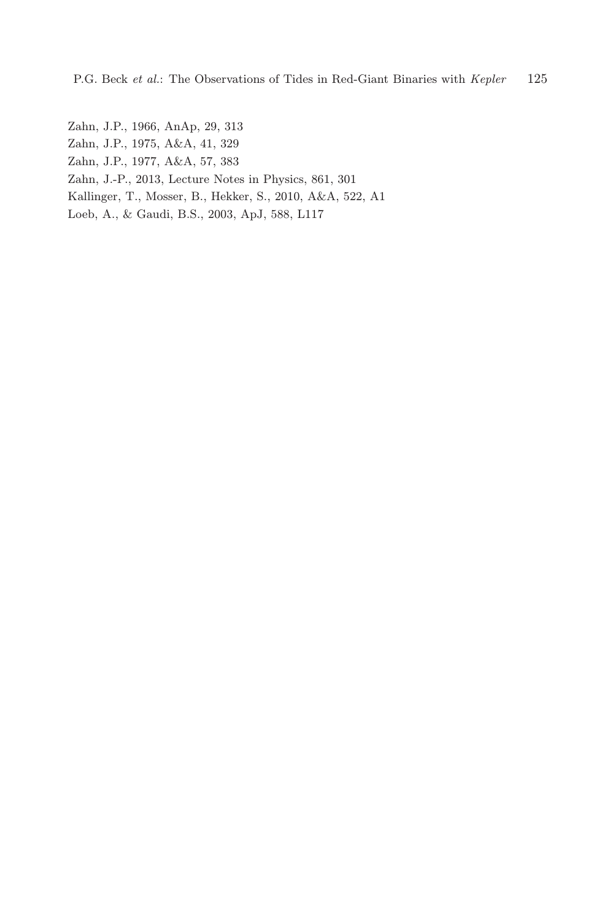Zahn, J.P., 1966, AnAp, 29, 313

Zahn, J.P., 1975, A&A, 41, 329

Zahn, J.P., 1977, A&A, 57, 383

Zahn, J.-P., 2013, Lecture Notes in Physics, 861, 301

Kallinger, T., Mosser, B., Hekker, S., 2010, A&A, 522, A1

Loeb, A., & Gaudi, B.S., 2003, ApJ, 588, L117